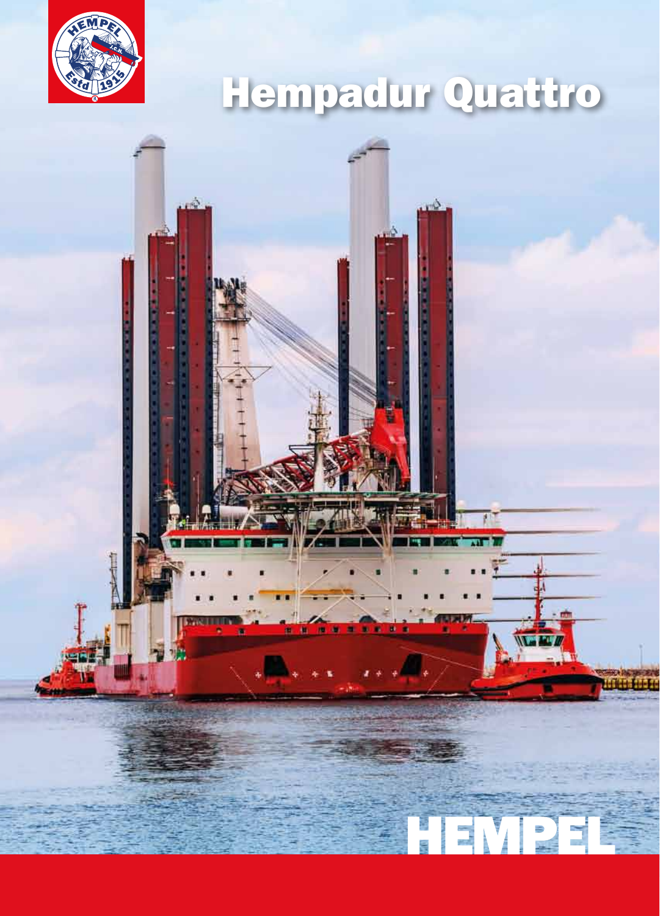# Hempadur Quattro

HEMPEL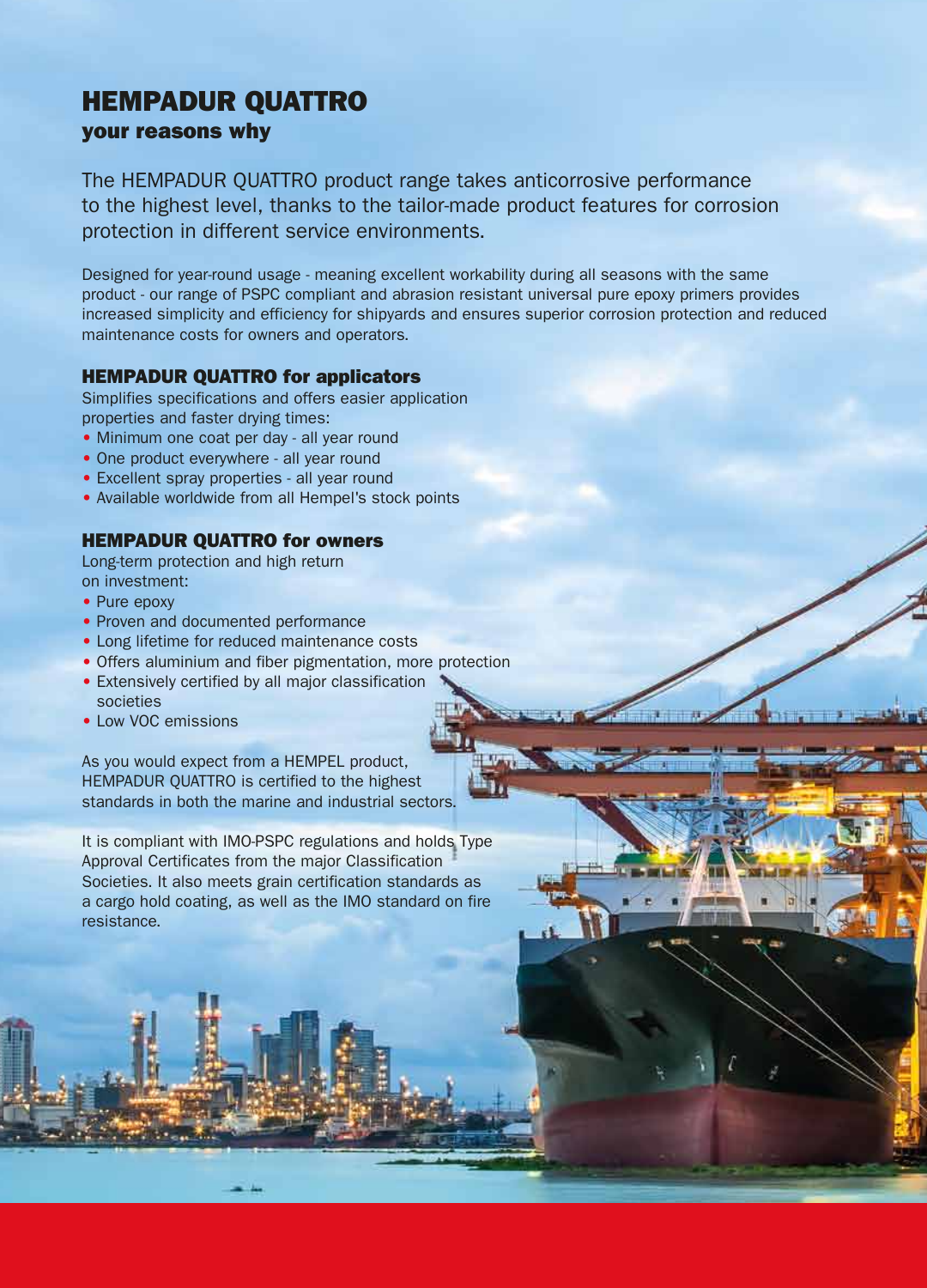# HEMPADUR QUATTRO

## your reasons why

The HEMPADUR QUATTRO product range takes anticorrosive performance to the highest level, thanks to the tailor-made product features for corrosion protection in different service environments.

Designed for year-round usage - meaning excellent workability during all seasons with the same product - our range of PSPC compliant and abrasion resistant universal pure epoxy primers provides increased simplicity and efficiency for shipyards and ensures superior corrosion protection and reduced maintenance costs for owners and operators.

### HEMPADUR QUATTRO for applicators

Simplifies specifications and offers easier application properties and faster drying times:

- Minimum one coat per day - all year round
- One product everywhere - all year round
- Excellent spray properties - all year round
- Available worldwide from all Hempel's stock points

### HEMPADUR QUATTRO for owners

Long-term protection and high return on investment:

- Pure epoxy
- Proven and documented performance
- Long lifetime for reduced maintenance costs
- Offers aluminium and fiber pigmentation, more protection
- Extensively certified by all major classification societies
- Low VOC emissions

As you would expect from a HEMPEL product, HEMPADUR QUATTRO is certified to the highest standards in both the marine and industrial sectors.

It is compliant with IMO-PSPC regulations and holds Type Approval Certificates from the major Classification Societies. It also meets grain certification standards as a cargo hold coating, as well as the IMO standard on fire resistance.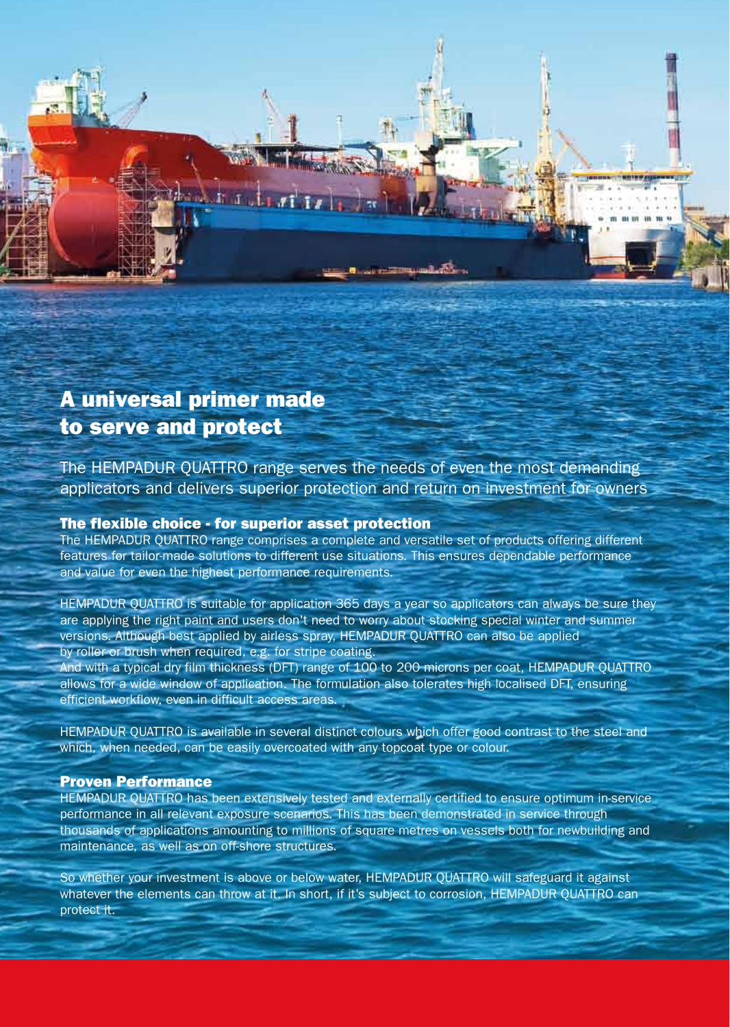# A universal primer made to serve and protect

The HEMPADUR QUATTRO range serves the needs of even the most demanding applicators and delivers superior protection and return on investment for owners

## The flexible choice - for superior asset protection

The HEMPADUR QUATTRO range comprises a complete and versatile set of products offering different features for tailor-made solutions to different use situations. This ensures dependable performance and value for even the highest performance requirements.

HEMPADUR QUATTRO is suitable for application 365 days a year so applicators can always be sure they are applying the right paint and users don't need to worry about stocking special winter and summer versions. Although best applied by airless spray, HEMPADUR QUATTRO can also be applied by roller or brush when required, e.g. for stripe coating.

And with a typical dry film thickness (DFT) range of 100 to 200 microns per coat, HEMPADUR QUATTRO allows for a wide window of application. The formulation also tolerates high localised DFT, ensuring efficient workflow, even in difficult access areas.

HEMPADUR QUATTRO is available in several distinct colours which offer good contrast to the steel and which, when needed, can be easily overcoated with any topcoat type or colour.

## Proven Performance

HEMPADUR QUATTRO has been extensively tested and externally certified to ensure optimum in-service performance in all relevant exposure scenarios. This has been demonstrated in service through thousands of applications amounting to millions of square metres on vessels both for newbuilding and maintenance, as well as on off-shore structures.

So whether your investment is above or below water, HEMPADUR QUATTRO will safeguard it against whatever the elements can throw at it. In short, if it's subject to corrosion, HEMPADUR QUATTRO can protect it.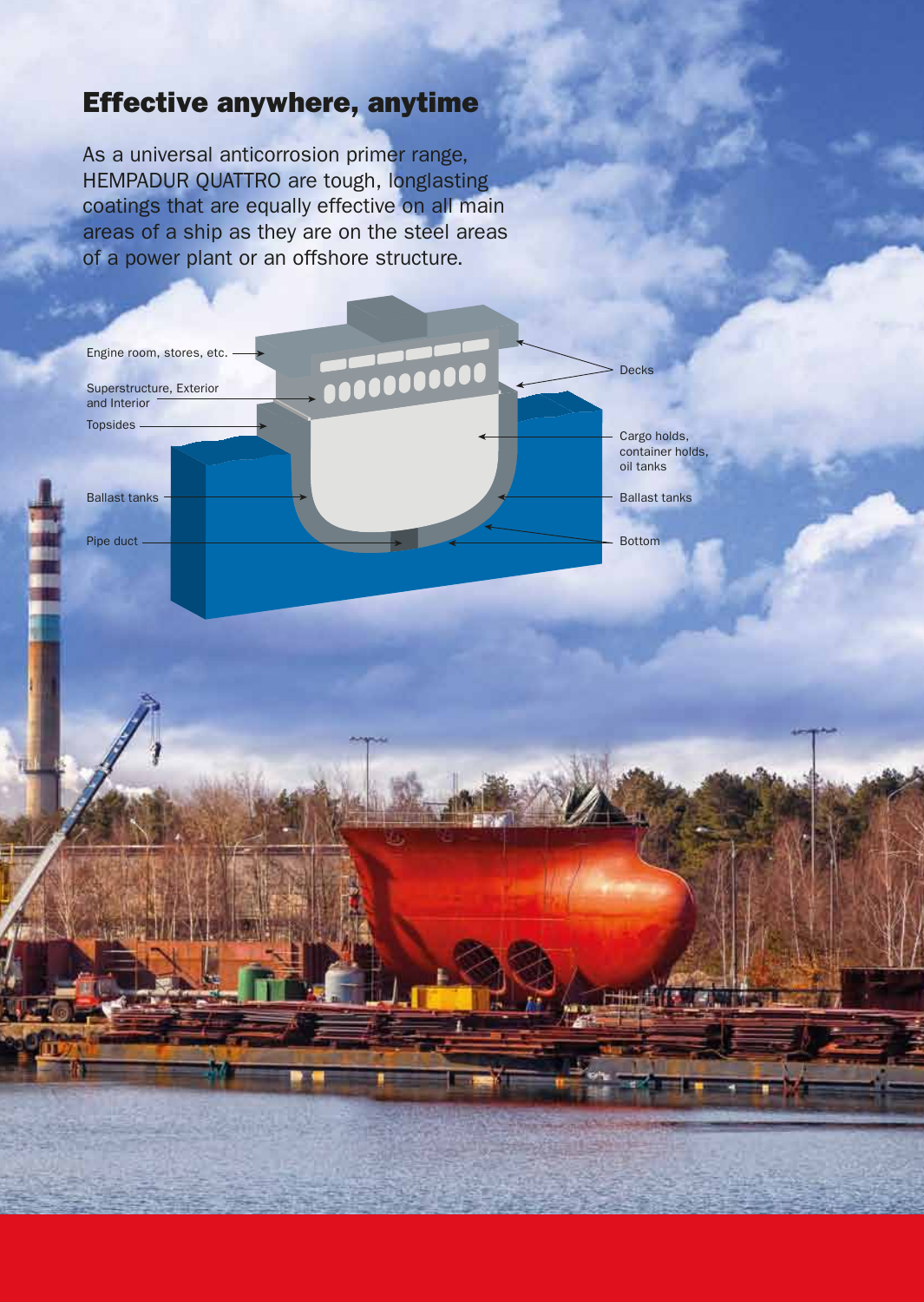## Effective anywhere, anytime

As a universal anticorrosion primer range, HEMPADUR QUATTRO are tough, longlasting coatings that are equally effective on all main areas of a ship as they are on the steel areas of a power plant or an offshore structure.

Engine room, stores, etc.

Superstructure, Exterior and Interior

Topsides

Ballast tanks

Pipe duct

Decks

Cargo holds, container holds, oil tanks

Ballast tanks

Bottom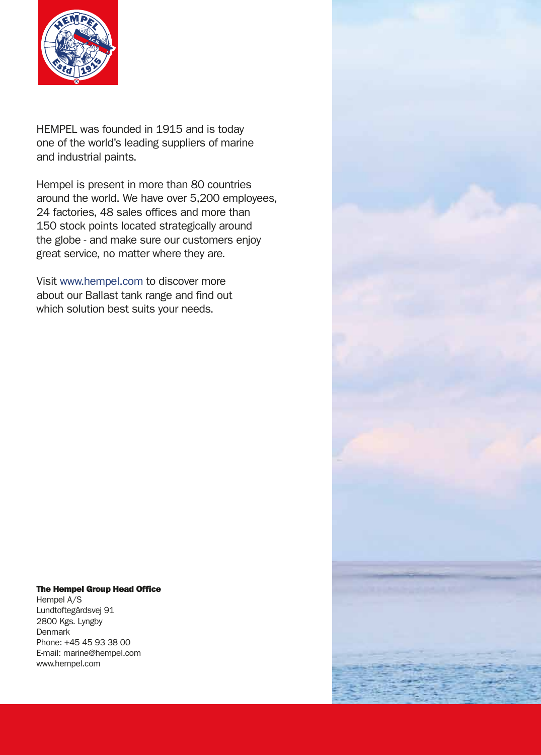HEMPEL was founded in 1915 and is today one of the world's leading suppliers of marine and industrial paints.

Hempel is present in more than 80 countries around the world. We have over 5,200 employees, 24 factories, 48 sales offices and more than 150 stock points located strategically around the globe - and make sure our customers enjoy great service, no matter where they are.

Visit www.hempel.com to discover more about our Ballast tank range and find out which solution best suits your needs.

**The Hempel Group Head Office**
Hempel A/S
Lundtoftegårdsvej 91
2800 Kgs. Lyngby
Denmark
Phone: +45 45 93 38 00
E-mail: marine@hempel.com
www.hempel.com